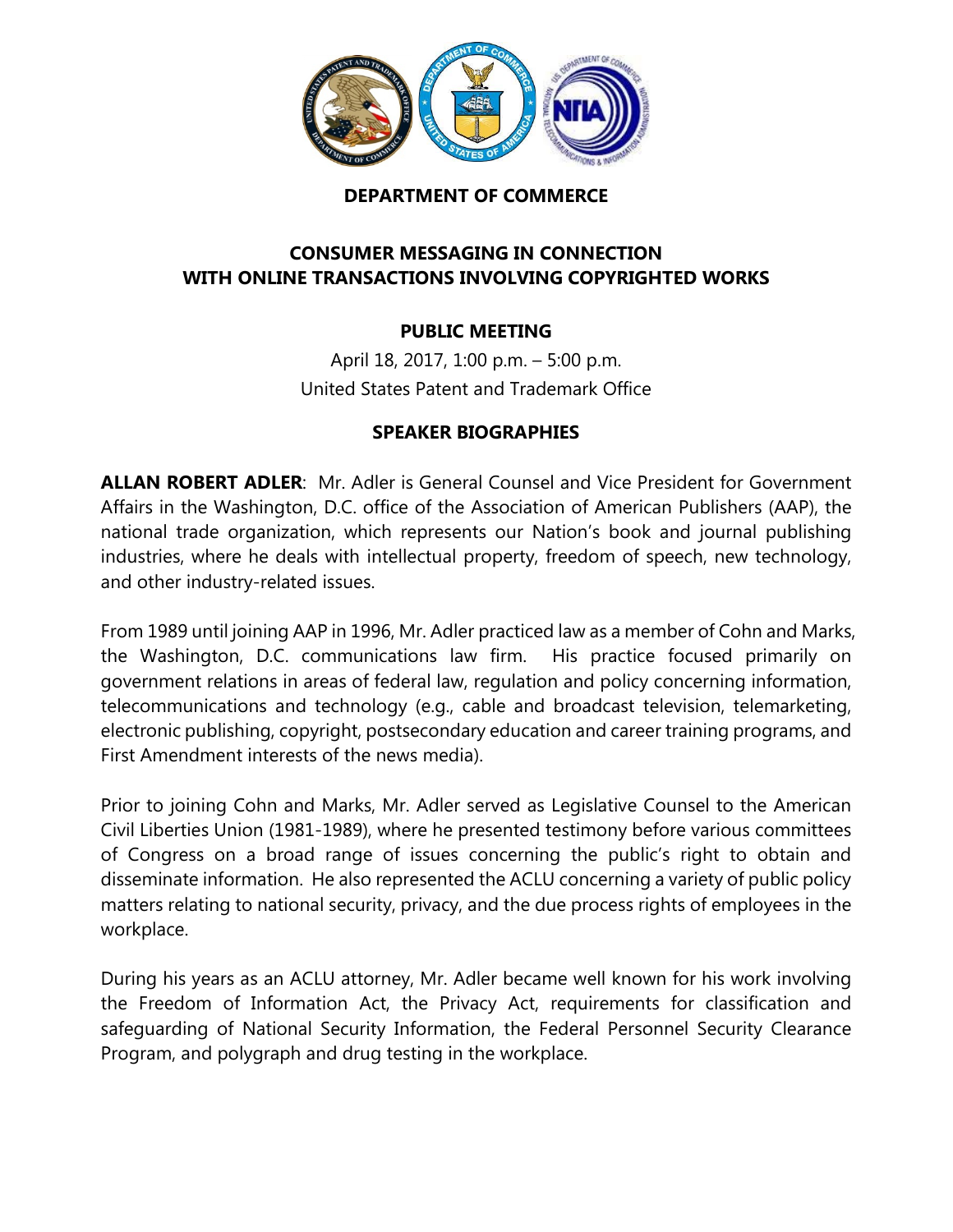# DEPARTMENT OF COMMERCE

## CONSUMER MESSAGING IN CONNECTION WITH ONLINE TRANSACTIONS INVOLVING COPYRIGHTED WORKS

### PUBLIC MEETING

April 18, 2017, 1:00 p.m. – 5:00 p.m.
United States Patent and Trademark Office

### SPEAKER BIOGRAPHIES

**ALLAN ROBERT ADLER**: Mr. Adler is General Counsel and Vice President for Government Affairs in the Washington, D.C. office of the Association of American Publishers (AAP), the national trade organization, which represents our Nation's book and journal publishing industries, where he deals with intellectual property, freedom of speech, new technology, and other industry-related issues.

From 1989 until joining AAP in 1996, Mr. Adler practiced law as a member of Cohn and Marks, the Washington, D.C. communications law firm. His practice focused primarily on government relations in areas of federal law, regulation and policy concerning information, telecommunications and technology (e.g., cable and broadcast television, telemarketing, electronic publishing, copyright, postsecondary education and career training programs, and First Amendment interests of the news media).

Prior to joining Cohn and Marks, Mr. Adler served as Legislative Counsel to the American Civil Liberties Union (1981-1989), where he presented testimony before various committees of Congress on a broad range of issues concerning the public's right to obtain and disseminate information. He also represented the ACLU concerning a variety of public policy matters relating to national security, privacy, and the due process rights of employees in the workplace.

During his years as an ACLU attorney, Mr. Adler became well known for his work involving the Freedom of Information Act, the Privacy Act, requirements for classification and safeguarding of National Security Information, the Federal Personnel Security Clearance Program, and polygraph and drug testing in the workplace.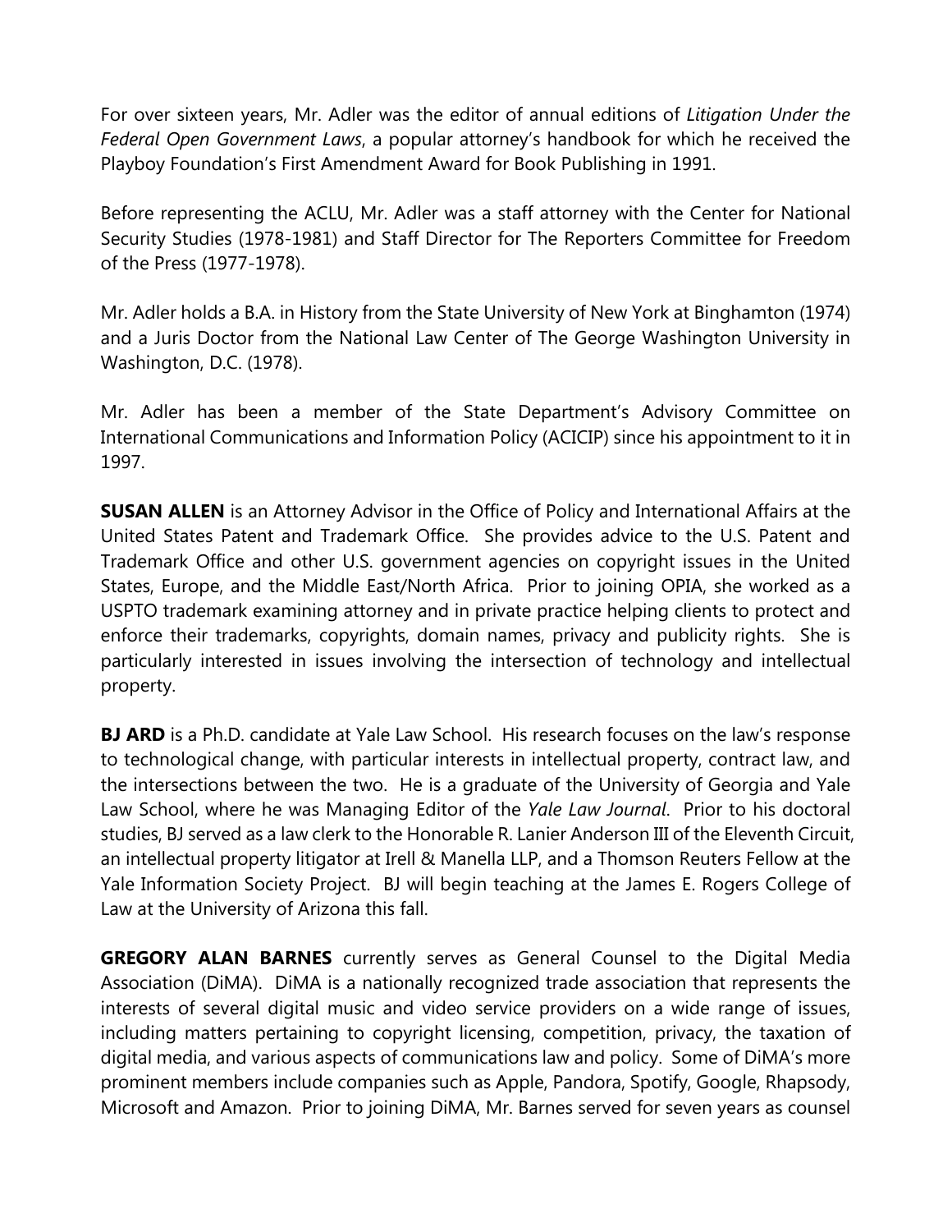For over sixteen years, Mr. Adler was the editor of annual editions of *Litigation Under the Federal Open Government Laws*, a popular attorney's handbook for which he received the Playboy Foundation's First Amendment Award for Book Publishing in 1991.

Before representing the ACLU, Mr. Adler was a staff attorney with the Center for National Security Studies (1978-1981) and Staff Director for The Reporters Committee for Freedom of the Press (1977-1978).

Mr. Adler holds a B.A. in History from the State University of New York at Binghamton (1974) and a Juris Doctor from the National Law Center of The George Washington University in Washington, D.C. (1978).

Mr. Adler has been a member of the State Department's Advisory Committee on International Communications and Information Policy (ACICIP) since his appointment to it in 1997.

**SUSAN ALLEN** is an Attorney Advisor in the Office of Policy and International Affairs at the United States Patent and Trademark Office. She provides advice to the U.S. Patent and Trademark Office and other U.S. government agencies on copyright issues in the United States, Europe, and the Middle East/North Africa. Prior to joining OPIA, she worked as a USPTO trademark examining attorney and in private practice helping clients to protect and enforce their trademarks, copyrights, domain names, privacy and publicity rights. She is particularly interested in issues involving the intersection of technology and intellectual property.

**BJ ARD** is a Ph.D. candidate at Yale Law School. His research focuses on the law's response to technological change, with particular interests in intellectual property, contract law, and the intersections between the two. He is a graduate of the University of Georgia and Yale Law School, where he was Managing Editor of the *Yale Law Journal*. Prior to his doctoral studies, BJ served as a law clerk to the Honorable R. Lanier Anderson III of the Eleventh Circuit, an intellectual property litigator at Irell & Manella LLP, and a Thomson Reuters Fellow at the Yale Information Society Project. BJ will begin teaching at the James E. Rogers College of Law at the University of Arizona this fall.

**GREGORY ALAN BARNES** currently serves as General Counsel to the Digital Media Association (DiMA). DiMA is a nationally recognized trade association that represents the interests of several digital music and video service providers on a wide range of issues, including matters pertaining to copyright licensing, competition, privacy, the taxation of digital media, and various aspects of communications law and policy. Some of DiMA's more prominent members include companies such as Apple, Pandora, Spotify, Google, Rhapsody, Microsoft and Amazon. Prior to joining DiMA, Mr. Barnes served for seven years as counsel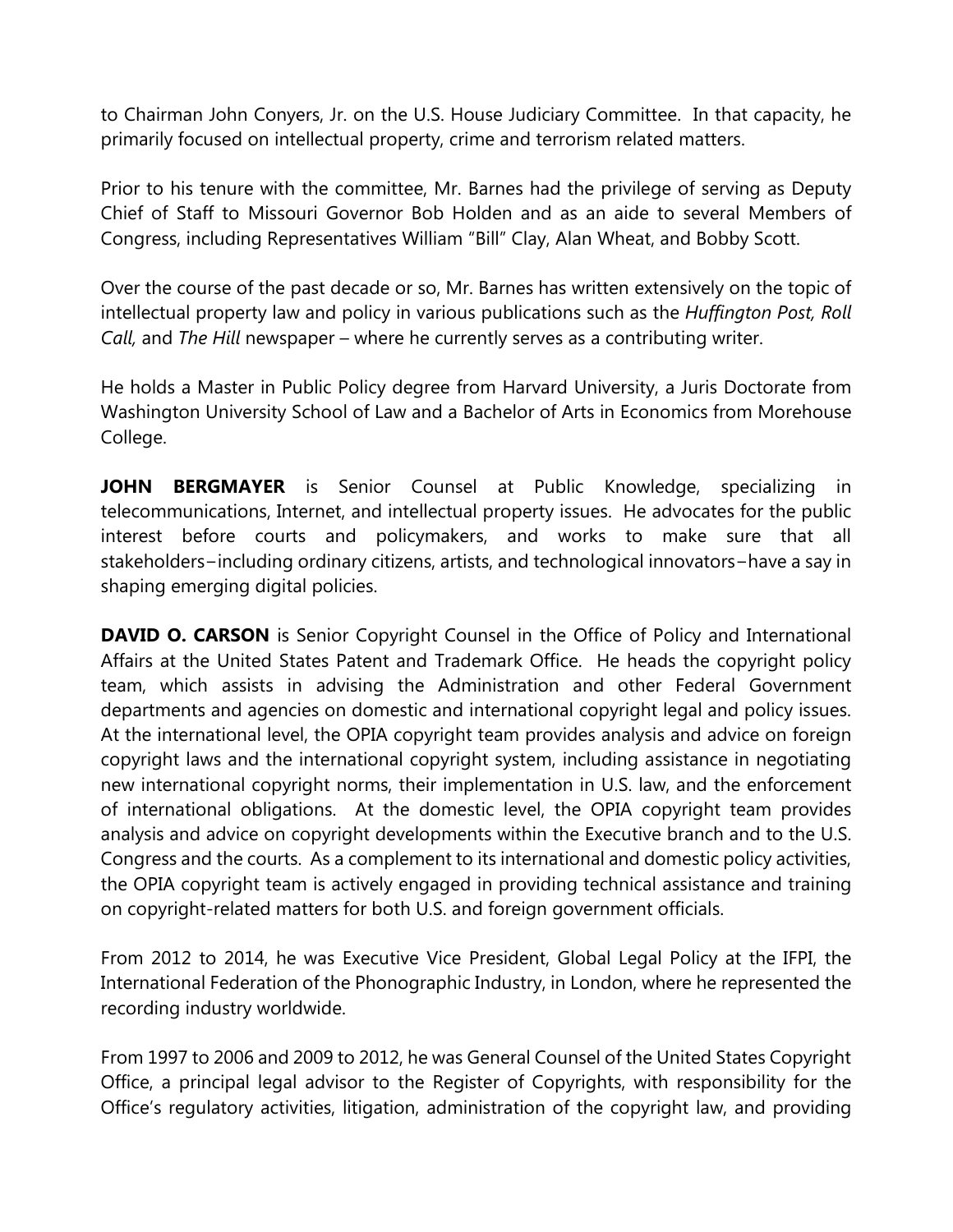to Chairman John Conyers, Jr. on the U.S. House Judiciary Committee. In that capacity, he primarily focused on intellectual property, crime and terrorism related matters.

Prior to his tenure with the committee, Mr. Barnes had the privilege of serving as Deputy Chief of Staff to Missouri Governor Bob Holden and as an aide to several Members of Congress, including Representatives William "Bill" Clay, Alan Wheat, and Bobby Scott.

Over the course of the past decade or so, Mr. Barnes has written extensively on the topic of intellectual property law and policy in various publications such as the *Huffington Post, Roll Call,* and *The Hill* newspaper – where he currently serves as a contributing writer.

He holds a Master in Public Policy degree from Harvard University, a Juris Doctorate from Washington University School of Law and a Bachelor of Arts in Economics from Morehouse College.

**JOHN BERGMAYER** is Senior Counsel at Public Knowledge, specializing in telecommunications, Internet, and intellectual property issues. He advocates for the public interest before courts and policymakers, and works to make sure that all stakeholders−including ordinary citizens, artists, and technological innovators−have a say in shaping emerging digital policies.

**DAVID O. CARSON** is Senior Copyright Counsel in the Office of Policy and International Affairs at the United States Patent and Trademark Office. He heads the copyright policy team, which assists in advising the Administration and other Federal Government departments and agencies on domestic and international copyright legal and policy issues. At the international level, the OPIA copyright team provides analysis and advice on foreign copyright laws and the international copyright system, including assistance in negotiating new international copyright norms, their implementation in U.S. law, and the enforcement of international obligations. At the domestic level, the OPIA copyright team provides analysis and advice on copyright developments within the Executive branch and to the U.S. Congress and the courts. As a complement to its international and domestic policy activities, the OPIA copyright team is actively engaged in providing technical assistance and training on copyright-related matters for both U.S. and foreign government officials.

From 2012 to 2014, he was Executive Vice President, Global Legal Policy at the IFPI, the International Federation of the Phonographic Industry, in London, where he represented the recording industry worldwide.

From 1997 to 2006 and 2009 to 2012, he was General Counsel of the United States Copyright Office, a principal legal advisor to the Register of Copyrights, with responsibility for the Office's regulatory activities, litigation, administration of the copyright law, and providing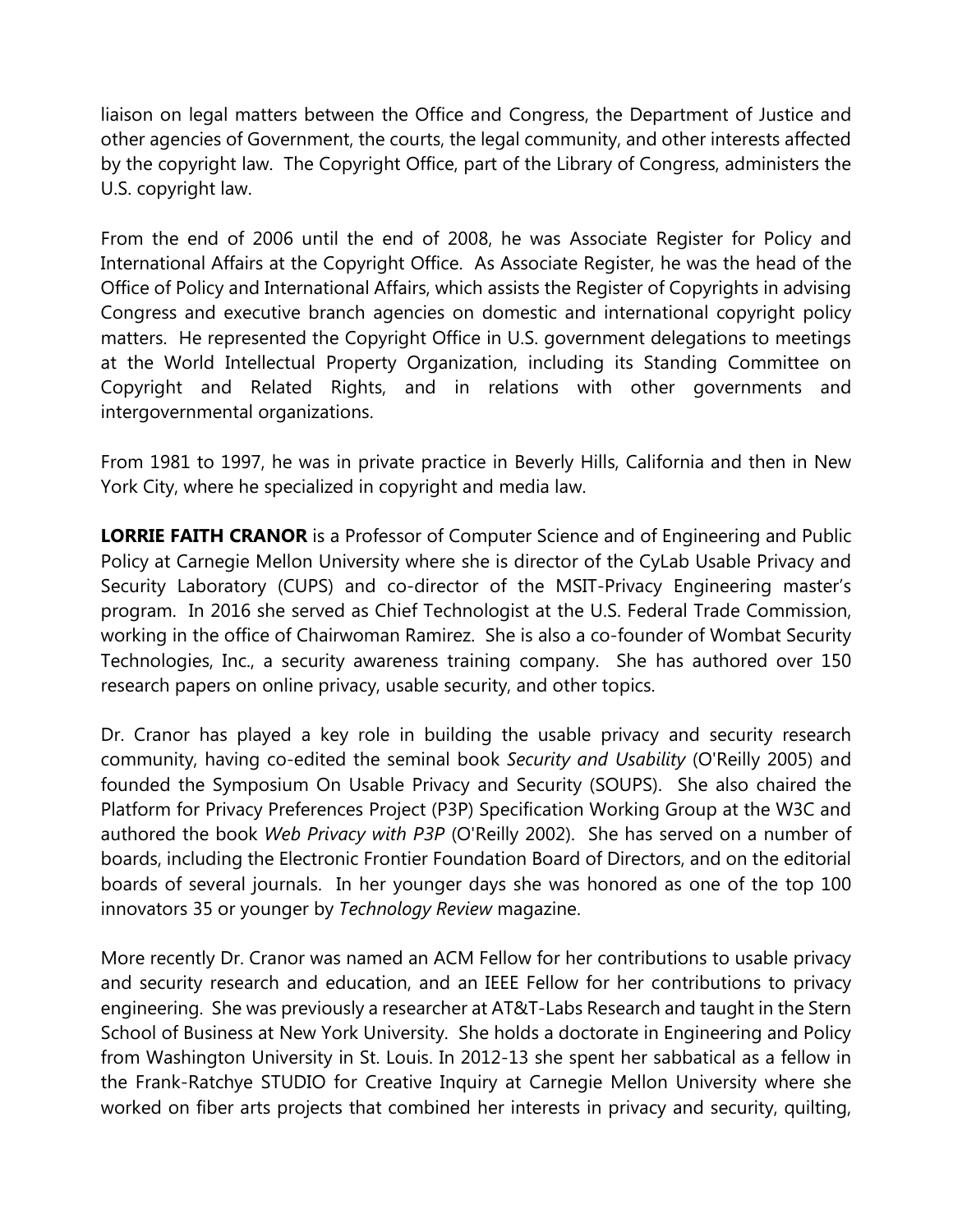liaison on legal matters between the Office and Congress, the Department of Justice and other agencies of Government, the courts, the legal community, and other interests affected by the copyright law. The Copyright Office, part of the Library of Congress, administers the U.S. copyright law.

From the end of 2006 until the end of 2008, he was Associate Register for Policy and International Affairs at the Copyright Office. As Associate Register, he was the head of the Office of Policy and International Affairs, which assists the Register of Copyrights in advising Congress and executive branch agencies on domestic and international copyright policy matters. He represented the Copyright Office in U.S. government delegations to meetings at the World Intellectual Property Organization, including its Standing Committee on Copyright and Related Rights, and in relations with other governments and intergovernmental organizations.

From 1981 to 1997, he was in private practice in Beverly Hills, California and then in New York City, where he specialized in copyright and media law.

**LORRIE FAITH CRANOR** is a Professor of Computer Science and of Engineering and Public Policy at Carnegie Mellon University where she is director of the CyLab Usable Privacy and Security Laboratory (CUPS) and co-director of the MSIT-Privacy Engineering master's program. In 2016 she served as Chief Technologist at the U.S. Federal Trade Commission, working in the office of Chairwoman Ramirez. She is also a co-founder of Wombat Security Technologies, Inc., a security awareness training company. She has authored over 150 research papers on online privacy, usable security, and other topics.

Dr. Cranor has played a key role in building the usable privacy and security research community, having co-edited the seminal book *Security and Usability* (O'Reilly 2005) and founded the Symposium On Usable Privacy and Security (SOUPS). She also chaired the Platform for Privacy Preferences Project (P3P) Specification Working Group at the W3C and authored the book *Web Privacy with P3P* (O'Reilly 2002). She has served on a number of boards, including the Electronic Frontier Foundation Board of Directors, and on the editorial boards of several journals. In her younger days she was honored as one of the top 100 innovators 35 or younger by *Technology Review* magazine.

More recently Dr. Cranor was named an ACM Fellow for her contributions to usable privacy and security research and education, and an IEEE Fellow for her contributions to privacy engineering. She was previously a researcher at AT&T-Labs Research and taught in the Stern School of Business at New York University. She holds a doctorate in Engineering and Policy from Washington University in St. Louis. In 2012-13 she spent her sabbatical as a fellow in the Frank-Ratchye STUDIO for Creative Inquiry at Carnegie Mellon University where she worked on fiber arts projects that combined her interests in privacy and security, quilting,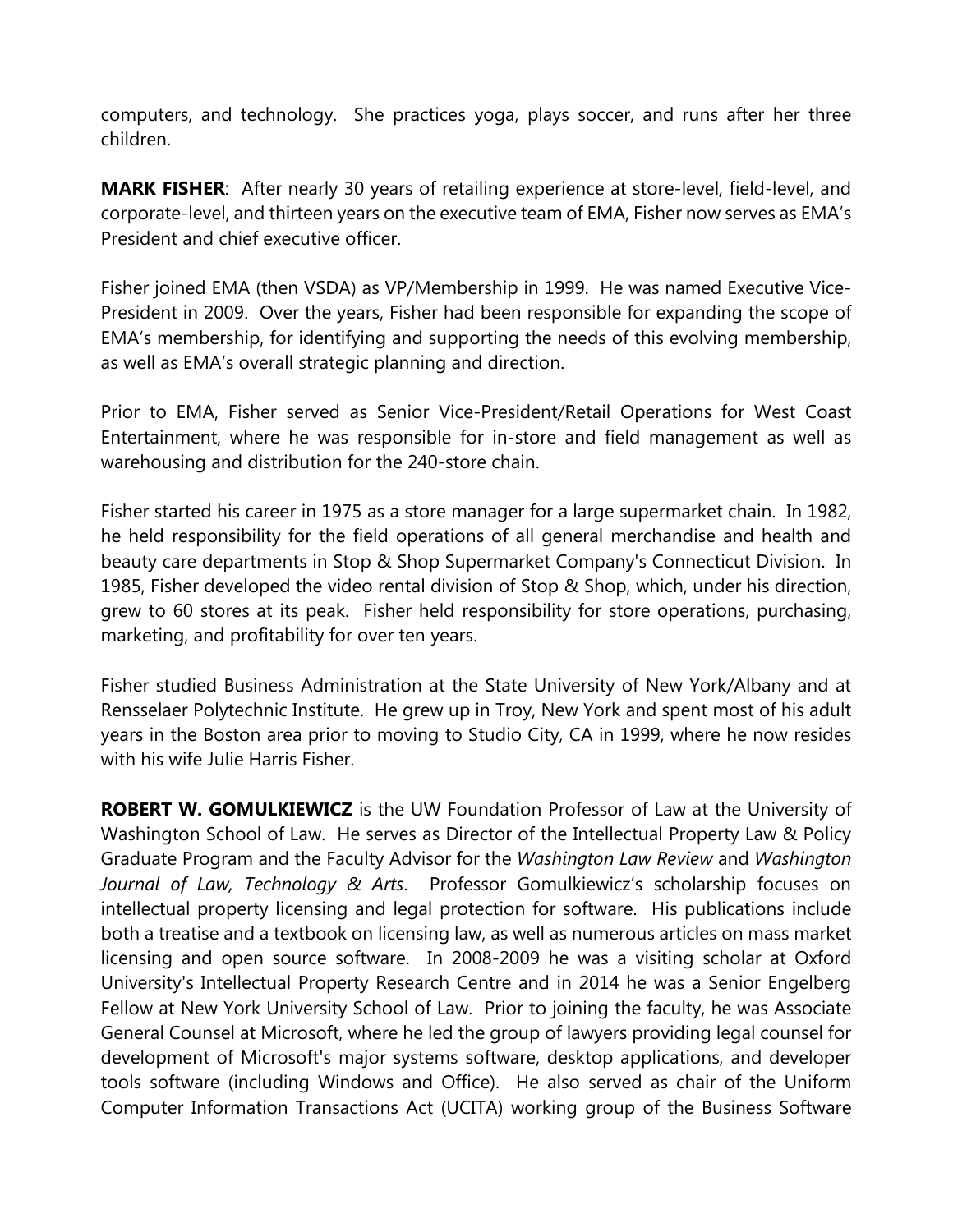computers, and technology. She practices yoga, plays soccer, and runs after her three children.

**MARK FISHER**: After nearly 30 years of retailing experience at store-level, field-level, and corporate-level, and thirteen years on the executive team of EMA, Fisher now serves as EMA's President and chief executive officer.

Fisher joined EMA (then VSDA) as VP/Membership in 1999. He was named Executive Vice-President in 2009. Over the years, Fisher had been responsible for expanding the scope of EMA's membership, for identifying and supporting the needs of this evolving membership, as well as EMA's overall strategic planning and direction.

Prior to EMA, Fisher served as Senior Vice-President/Retail Operations for West Coast Entertainment, where he was responsible for in-store and field management as well as warehousing and distribution for the 240-store chain.

Fisher started his career in 1975 as a store manager for a large supermarket chain. In 1982, he held responsibility for the field operations of all general merchandise and health and beauty care departments in Stop & Shop Supermarket Company's Connecticut Division. In 1985, Fisher developed the video rental division of Stop & Shop, which, under his direction, grew to 60 stores at its peak. Fisher held responsibility for store operations, purchasing, marketing, and profitability for over ten years.

Fisher studied Business Administration at the State University of New York/Albany and at Rensselaer Polytechnic Institute. He grew up in Troy, New York and spent most of his adult years in the Boston area prior to moving to Studio City, CA in 1999, where he now resides with his wife Julie Harris Fisher.

**ROBERT W. GOMULKIEWICZ** is the UW Foundation Professor of Law at the University of Washington School of Law. He serves as Director of the Intellectual Property Law & Policy Graduate Program and the Faculty Advisor for the *Washington Law Review* and *Washington Journal of Law, Technology & Arts*. Professor Gomulkiewicz's scholarship focuses on intellectual property licensing and legal protection for software. His publications include both a treatise and a textbook on licensing law, as well as numerous articles on mass market licensing and open source software. In 2008-2009 he was a visiting scholar at Oxford University's Intellectual Property Research Centre and in 2014 he was a Senior Engelberg Fellow at New York University School of Law. Prior to joining the faculty, he was Associate General Counsel at Microsoft, where he led the group of lawyers providing legal counsel for development of Microsoft's major systems software, desktop applications, and developer tools software (including Windows and Office). He also served as chair of the Uniform Computer Information Transactions Act (UCITA) working group of the Business Software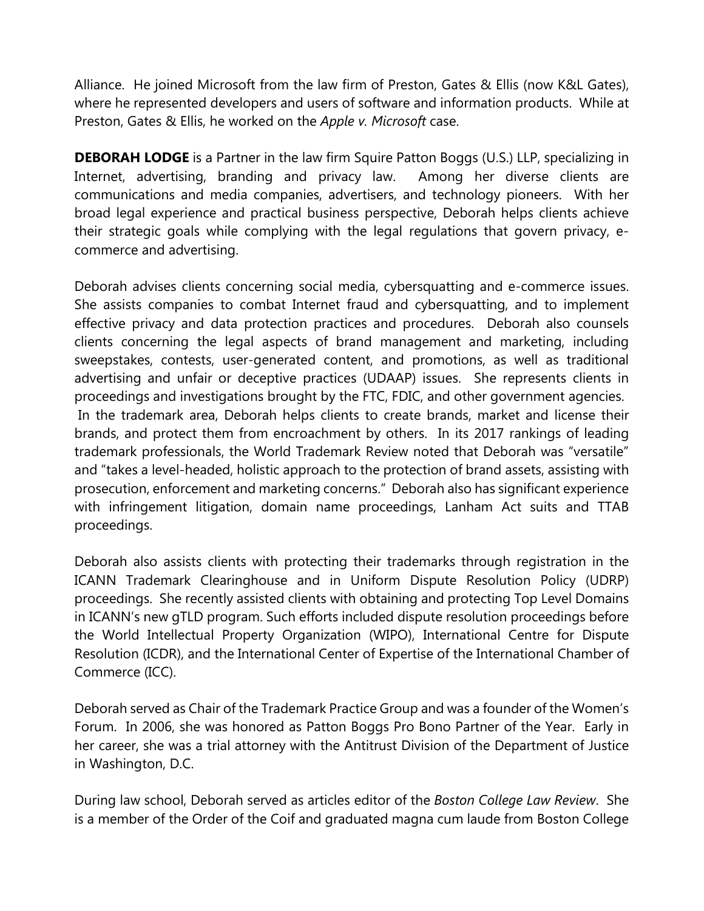Alliance. He joined Microsoft from the law firm of Preston, Gates & Ellis (now K&L Gates), where he represented developers and users of software and information products. While at Preston, Gates & Ellis, he worked on the *Apple v. Microsoft* case.

**DEBORAH LODGE** is a Partner in the law firm Squire Patton Boggs (U.S.) LLP, specializing in Internet, advertising, branding and privacy law. Among her diverse clients are communications and media companies, advertisers, and technology pioneers. With her broad legal experience and practical business perspective, Deborah helps clients achieve their strategic goals while complying with the legal regulations that govern privacy, e-commerce and advertising.

Deborah advises clients concerning social media, cybersquatting and e-commerce issues. She assists companies to combat Internet fraud and cybersquatting, and to implement effective privacy and data protection practices and procedures. Deborah also counsels clients concerning the legal aspects of brand management and marketing, including sweepstakes, contests, user-generated content, and promotions, as well as traditional advertising and unfair or deceptive practices (UDAAP) issues. She represents clients in proceedings and investigations brought by the FTC, FDIC, and other government agencies. In the trademark area, Deborah helps clients to create brands, market and license their brands, and protect them from encroachment by others. In its 2017 rankings of leading trademark professionals, the World Trademark Review noted that Deborah was "versatile" and "takes a level-headed, holistic approach to the protection of brand assets, assisting with prosecution, enforcement and marketing concerns." Deborah also has significant experience with infringement litigation, domain name proceedings, Lanham Act suits and TTAB proceedings.

Deborah also assists clients with protecting their trademarks through registration in the ICANN Trademark Clearinghouse and in Uniform Dispute Resolution Policy (UDRP) proceedings. She recently assisted clients with obtaining and protecting Top Level Domains in ICANN's new gTLD program. Such efforts included dispute resolution proceedings before the World Intellectual Property Organization (WIPO), International Centre for Dispute Resolution (ICDR), and the International Center of Expertise of the International Chamber of Commerce (ICC).

Deborah served as Chair of the Trademark Practice Group and was a founder of the Women's Forum. In 2006, she was honored as Patton Boggs Pro Bono Partner of the Year. Early in her career, she was a trial attorney with the Antitrust Division of the Department of Justice in Washington, D.C.

During law school, Deborah served as articles editor of the *Boston College Law Review*. She is a member of the Order of the Coif and graduated magna cum laude from Boston College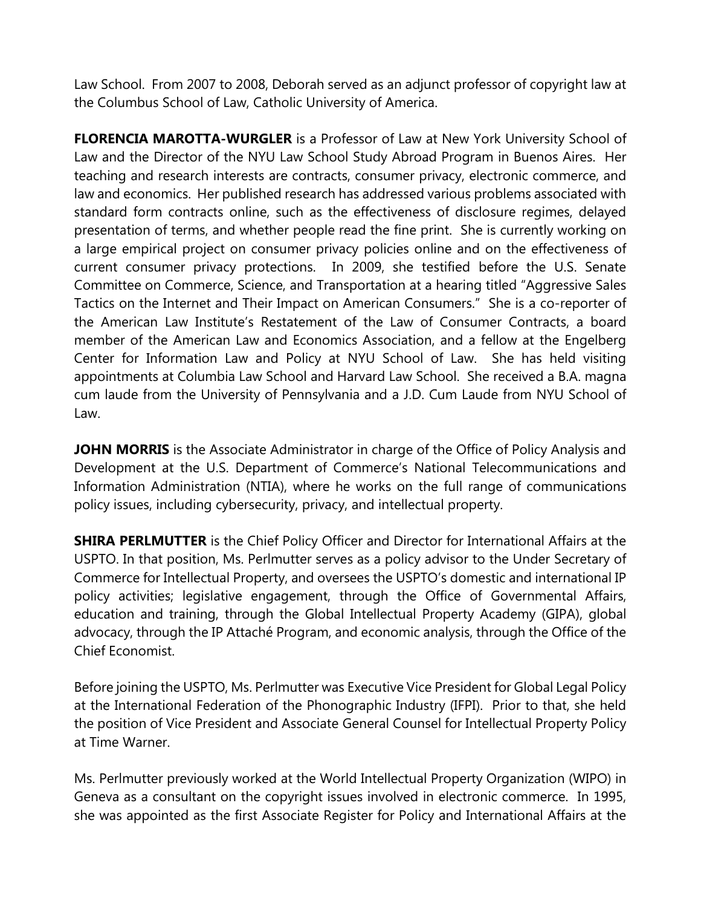Law School. From 2007 to 2008, Deborah served as an adjunct professor of copyright law at the Columbus School of Law, Catholic University of America.

**FLORENCIA MAROTTA-WURGLER** is a Professor of Law at New York University School of Law and the Director of the NYU Law School Study Abroad Program in Buenos Aires. Her teaching and research interests are contracts, consumer privacy, electronic commerce, and law and economics. Her published research has addressed various problems associated with standard form contracts online, such as the effectiveness of disclosure regimes, delayed presentation of terms, and whether people read the fine print. She is currently working on a large empirical project on consumer privacy policies online and on the effectiveness of current consumer privacy protections. In 2009, she testified before the U.S. Senate Committee on Commerce, Science, and Transportation at a hearing titled "Aggressive Sales Tactics on the Internet and Their Impact on American Consumers." She is a co-reporter of the American Law Institute's Restatement of the Law of Consumer Contracts, a board member of the American Law and Economics Association, and a fellow at the Engelberg Center for Information Law and Policy at NYU School of Law. She has held visiting appointments at Columbia Law School and Harvard Law School. She received a B.A. magna cum laude from the University of Pennsylvania and a J.D. Cum Laude from NYU School of Law.

**JOHN MORRIS** is the Associate Administrator in charge of the Office of Policy Analysis and Development at the U.S. Department of Commerce's National Telecommunications and Information Administration (NTIA), where he works on the full range of communications policy issues, including cybersecurity, privacy, and intellectual property.

**SHIRA PERLMUTTER** is the Chief Policy Officer and Director for International Affairs at the USPTO. In that position, Ms. Perlmutter serves as a policy advisor to the Under Secretary of Commerce for Intellectual Property, and oversees the USPTO's domestic and international IP policy activities; legislative engagement, through the Office of Governmental Affairs, education and training, through the Global Intellectual Property Academy (GIPA), global advocacy, through the IP Attaché Program, and economic analysis, through the Office of the Chief Economist.

Before joining the USPTO, Ms. Perlmutter was Executive Vice President for Global Legal Policy at the International Federation of the Phonographic Industry (IFPI). Prior to that, she held the position of Vice President and Associate General Counsel for Intellectual Property Policy at Time Warner.

Ms. Perlmutter previously worked at the World Intellectual Property Organization (WIPO) in Geneva as a consultant on the copyright issues involved in electronic commerce. In 1995, she was appointed as the first Associate Register for Policy and International Affairs at the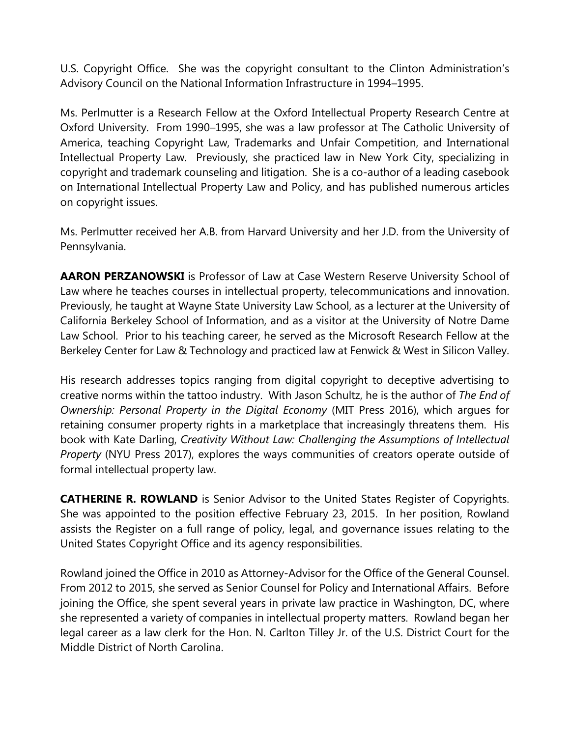U.S. Copyright Office. She was the copyright consultant to the Clinton Administration's Advisory Council on the National Information Infrastructure in 1994–1995.

Ms. Perlmutter is a Research Fellow at the Oxford Intellectual Property Research Centre at Oxford University. From 1990–1995, she was a law professor at The Catholic University of America, teaching Copyright Law, Trademarks and Unfair Competition, and International Intellectual Property Law. Previously, she practiced law in New York City, specializing in copyright and trademark counseling and litigation. She is a co-author of a leading casebook on International Intellectual Property Law and Policy, and has published numerous articles on copyright issues.

Ms. Perlmutter received her A.B. from Harvard University and her J.D. from the University of Pennsylvania.

**AARON PERZANOWSKI** is Professor of Law at Case Western Reserve University School of Law where he teaches courses in intellectual property, telecommunications and innovation. Previously, he taught at Wayne State University Law School, as a lecturer at the University of California Berkeley School of Information, and as a visitor at the University of Notre Dame Law School. Prior to his teaching career, he served as the Microsoft Research Fellow at the Berkeley Center for Law & Technology and practiced law at Fenwick & West in Silicon Valley.

His research addresses topics ranging from digital copyright to deceptive advertising to creative norms within the tattoo industry. With Jason Schultz, he is the author of *The End of Ownership: Personal Property in the Digital Economy* (MIT Press 2016), which argues for retaining consumer property rights in a marketplace that increasingly threatens them. His book with Kate Darling, *Creativity Without Law: Challenging the Assumptions of Intellectual Property* (NYU Press 2017), explores the ways communities of creators operate outside of formal intellectual property law.

**CATHERINE R. ROWLAND** is Senior Advisor to the United States Register of Copyrights. She was appointed to the position effective February 23, 2015. In her position, Rowland assists the Register on a full range of policy, legal, and governance issues relating to the United States Copyright Office and its agency responsibilities.

Rowland joined the Office in 2010 as Attorney-Advisor for the Office of the General Counsel. From 2012 to 2015, she served as Senior Counsel for Policy and International Affairs. Before joining the Office, she spent several years in private law practice in Washington, DC, where she represented a variety of companies in intellectual property matters. Rowland began her legal career as a law clerk for the Hon. N. Carlton Tilley Jr. of the U.S. District Court for the Middle District of North Carolina.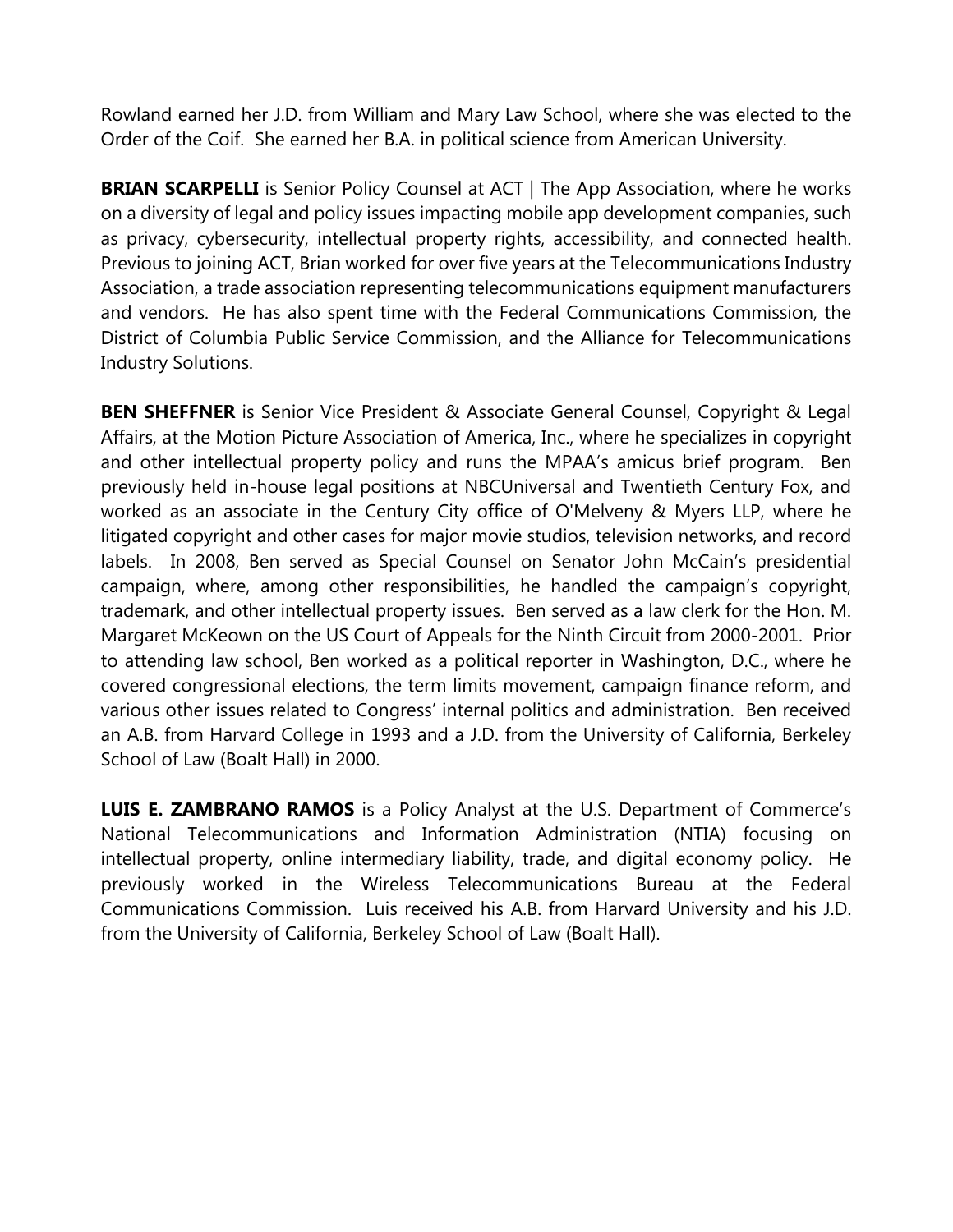Rowland earned her J.D. from William and Mary Law School, where she was elected to the Order of the Coif. She earned her B.A. in political science from American University.

**BRIAN SCARPELLI** is Senior Policy Counsel at ACT | The App Association, where he works on a diversity of legal and policy issues impacting mobile app development companies, such as privacy, cybersecurity, intellectual property rights, accessibility, and connected health. Previous to joining ACT, Brian worked for over five years at the Telecommunications Industry Association, a trade association representing telecommunications equipment manufacturers and vendors. He has also spent time with the Federal Communications Commission, the District of Columbia Public Service Commission, and the Alliance for Telecommunications Industry Solutions.

**BEN SHEFFNER** is Senior Vice President & Associate General Counsel, Copyright & Legal Affairs, at the Motion Picture Association of America, Inc., where he specializes in copyright and other intellectual property policy and runs the MPAA's amicus brief program. Ben previously held in-house legal positions at NBCUniversal and Twentieth Century Fox, and worked as an associate in the Century City office of O'Melveny & Myers LLP, where he litigated copyright and other cases for major movie studios, television networks, and record labels. In 2008, Ben served as Special Counsel on Senator John McCain's presidential campaign, where, among other responsibilities, he handled the campaign's copyright, trademark, and other intellectual property issues. Ben served as a law clerk for the Hon. M. Margaret McKeown on the US Court of Appeals for the Ninth Circuit from 2000-2001. Prior to attending law school, Ben worked as a political reporter in Washington, D.C., where he covered congressional elections, the term limits movement, campaign finance reform, and various other issues related to Congress' internal politics and administration. Ben received an A.B. from Harvard College in 1993 and a J.D. from the University of California, Berkeley School of Law (Boalt Hall) in 2000.

**LUIS E. ZAMBRANO RAMOS** is a Policy Analyst at the U.S. Department of Commerce's National Telecommunications and Information Administration (NTIA) focusing on intellectual property, online intermediary liability, trade, and digital economy policy. He previously worked in the Wireless Telecommunications Bureau at the Federal Communications Commission. Luis received his A.B. from Harvard University and his J.D. from the University of California, Berkeley School of Law (Boalt Hall).